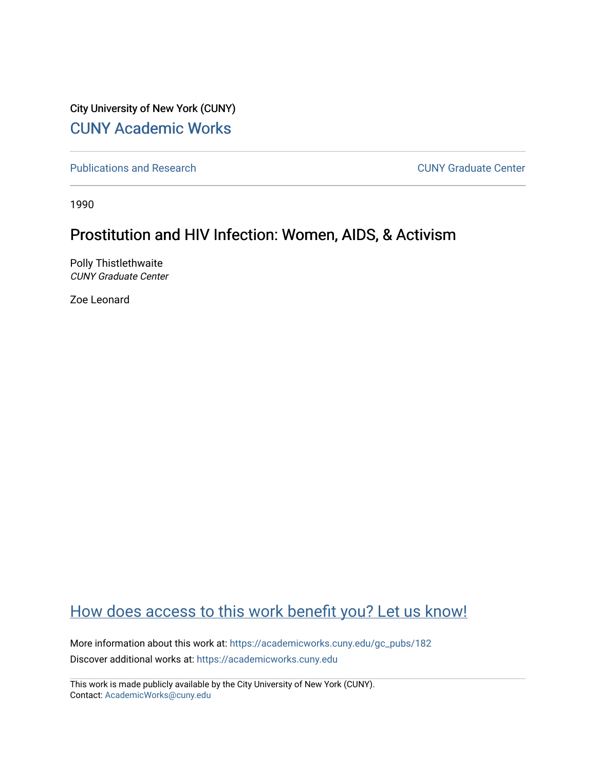City University of New York (CUNY)

CUNY Academic Works

Publications and Research

CUNY Graduate Center

1990

# Prostitution and HIV Infection: Women, AIDS, & Activism

Polly Thistlethwaite
*CUNY Graduate Center*

Zoe Leonard

How does access to this work benefit you? Let us know!

More information about this work at: https://academicworks.cuny.edu/gc_pubs/182

Discover additional works at: https://academicworks.cuny.edu

This work is made publicly available by the City University of New York (CUNY).
Contact: AcademicWorks@cuny.edu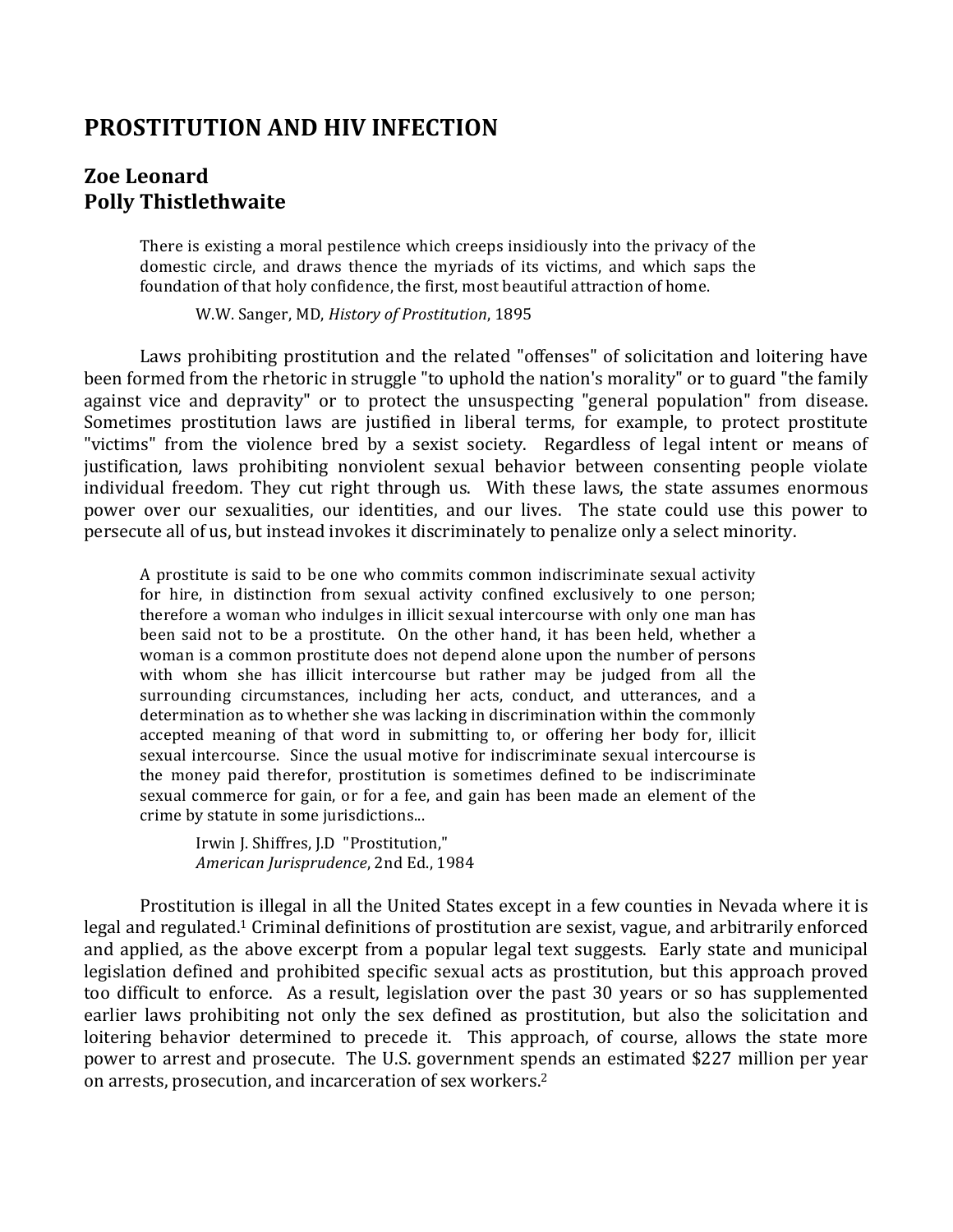# PROSTITUTION AND HIV INFECTION

## Zoe Leonard
## Polly Thistlethwaite

> There is existing a moral pestilence which creeps insidiously into the privacy of the domestic circle, and draws thence the myriads of its victims, and which saps the foundation of that holy confidence, the first, most beautiful attraction of home.
>
> W.W. Sanger, MD, *History of Prostitution*, 1895

Laws prohibiting prostitution and the related "offenses" of solicitation and loitering have been formed from the rhetoric in struggle "to uphold the nation's morality" or to guard "the family against vice and depravity" or to protect the unsuspecting "general population" from disease. Sometimes prostitution laws are justified in liberal terms, for example, to protect prostitute "victims" from the violence bred by a sexist society. Regardless of legal intent or means of justification, laws prohibiting nonviolent sexual behavior between consenting people violate individual freedom. They cut right through us. With these laws, the state assumes enormous power over our sexualities, our identities, and our lives. The state could use this power to persecute all of us, but instead invokes it discriminately to penalize only a select minority.

> A prostitute is said to be one who commits common indiscriminate sexual activity for hire, in distinction from sexual activity confined exclusively to one person; therefore a woman who indulges in illicit sexual intercourse with only one man has been said not to be a prostitute. On the other hand, it has been held, whether a woman is a common prostitute does not depend alone upon the number of persons with whom she has illicit intercourse but rather may be judged from all the surrounding circumstances, including her acts, conduct, and utterances, and a determination as to whether she was lacking in discrimination within the commonly accepted meaning of that word in submitting to, or offering her body for, illicit sexual intercourse. Since the usual motive for indiscriminate sexual intercourse is the money paid therefor, prostitution is sometimes defined to be indiscriminate sexual commerce for gain, or for a fee, and gain has been made an element of the crime by statute in some jurisdictions...
>
> Irwin J. Shiffres, J.D "Prostitution," *American Jurisprudence*, 2nd Ed., 1984

Prostitution is illegal in all the United States except in a few counties in Nevada where it is legal and regulated.[1] Criminal definitions of prostitution are sexist, vague, and arbitrarily enforced and applied, as the above excerpt from a popular legal text suggests. Early state and municipal legislation defined and prohibited specific sexual acts as prostitution, but this approach proved too difficult to enforce. As a result, legislation over the past 30 years or so has supplemented earlier laws prohibiting not only the sex defined as prostitution, but also the solicitation and loitering behavior determined to precede it. This approach, of course, allows the state more power to arrest and prosecute. The U.S. government spends an estimated $227 million per year on arrests, prosecution, and incarceration of sex workers.[2]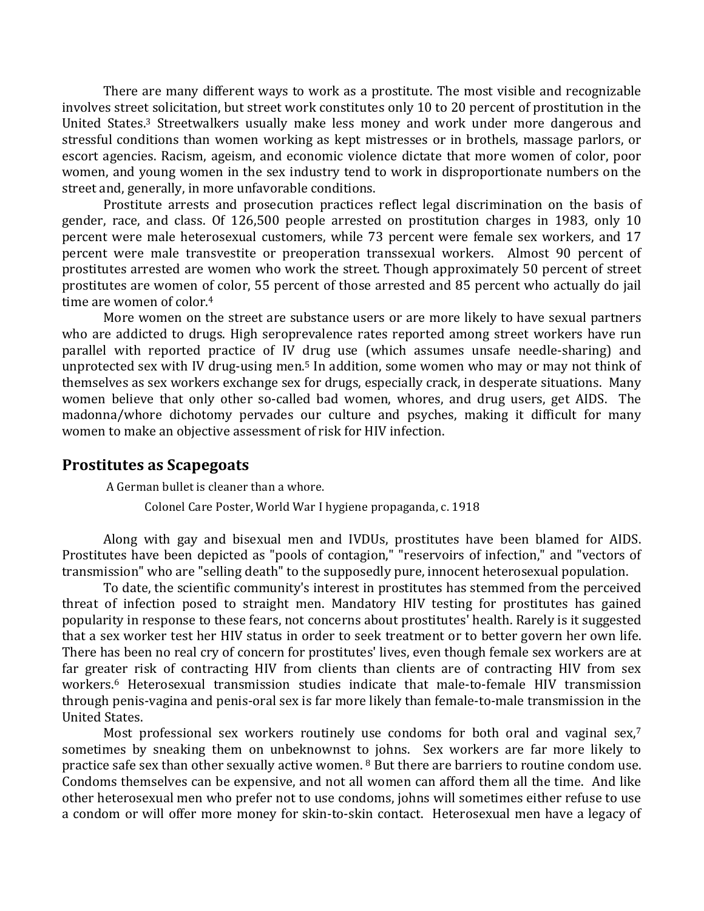There are many different ways to work as a prostitute. The most visible and recognizable involves street solicitation, but street work constitutes only 10 to 20 percent of prostitution in the United States.[3] Streetwalkers usually make less money and work under more dangerous and stressful conditions than women working as kept mistresses or in brothels, massage parlors, or escort agencies. Racism, ageism, and economic violence dictate that more women of color, poor women, and young women in the sex industry tend to work in disproportionate numbers on the street and, generally, in more unfavorable conditions.

Prostitute arrests and prosecution practices reflect legal discrimination on the basis of gender, race, and class. Of 126,500 people arrested on prostitution charges in 1983, only 10 percent were male heterosexual customers, while 73 percent were female sex workers, and 17 percent were male transvestite or preoperation transsexual workers. Almost 90 percent of prostitutes arrested are women who work the street. Though approximately 50 percent of street prostitutes are women of color, 55 percent of those arrested and 85 percent who actually do jail time are women of color.[4]

More women on the street are substance users or are more likely to have sexual partners who are addicted to drugs. High seroprevalence rates reported among street workers have run parallel with reported practice of IV drug use (which assumes unsafe needle-sharing) and unprotected sex with IV drug-using men.[5] In addition, some women who may or may not think of themselves as sex workers exchange sex for drugs, especially crack, in desperate situations. Many women believe that only other so-called bad women, whores, and drug users, get AIDS. The madonna/whore dichotomy pervades our culture and psyches, making it difficult for many women to make an objective assessment of risk for HIV infection.

## Prostitutes as Scapegoats

A German bullet is cleaner than a whore.

Colonel Care Poster, World War I hygiene propaganda, c. 1918

Along with gay and bisexual men and IVDUs, prostitutes have been blamed for AIDS. Prostitutes have been depicted as "pools of contagion," "reservoirs of infection," and "vectors of transmission" who are "selling death" to the supposedly pure, innocent heterosexual population.

To date, the scientific community's interest in prostitutes has stemmed from the perceived threat of infection posed to straight men. Mandatory HIV testing for prostitutes has gained popularity in response to these fears, not concerns about prostitutes' health. Rarely is it suggested that a sex worker test her HIV status in order to seek treatment or to better govern her own life. There has been no real cry of concern for prostitutes' lives, even though female sex workers are at far greater risk of contracting HIV from clients than clients are of contracting HIV from sex workers.[6] Heterosexual transmission studies indicate that male-to-female HIV transmission through penis-vagina and penis-oral sex is far more likely than female-to-male transmission in the United States.

Most professional sex workers routinely use condoms for both oral and vaginal sex,[7] sometimes by sneaking them on unbeknownst to johns. Sex workers are far more likely to practice safe sex than other sexually active women. [8] But there are barriers to routine condom use. Condoms themselves can be expensive, and not all women can afford them all the time. And like other heterosexual men who prefer not to use condoms, johns will sometimes either refuse to use a condom or will offer more money for skin-to-skin contact. Heterosexual men have a legacy of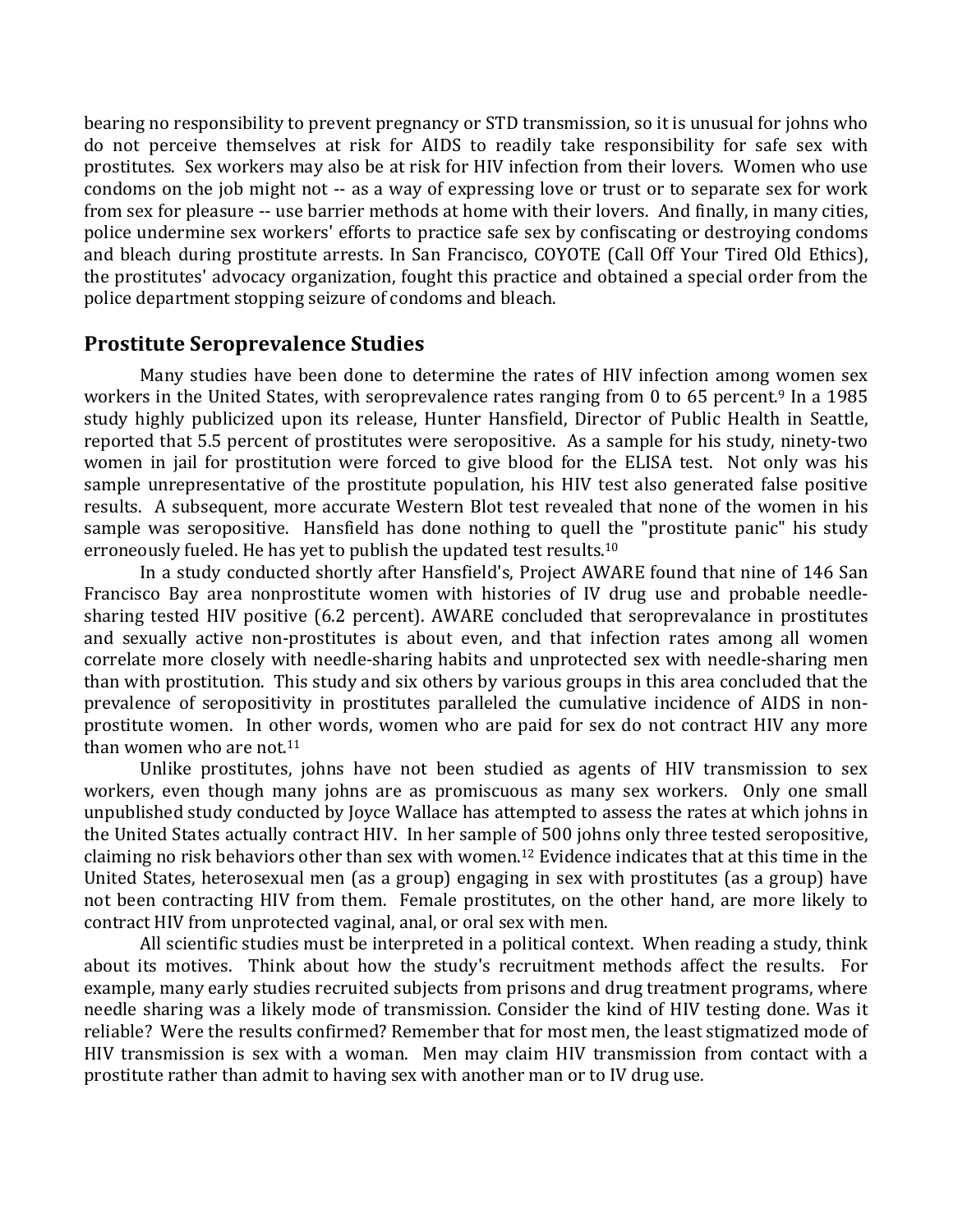bearing no responsibility to prevent pregnancy or STD transmission, so it is unusual for johns who do not perceive themselves at risk for AIDS to readily take responsibility for safe sex with prostitutes. Sex workers may also be at risk for HIV infection from their lovers. Women who use condoms on the job might not -- as a way of expressing love or trust or to separate sex for work from sex for pleasure -- use barrier methods at home with their lovers. And finally, in many cities, police undermine sex workers' efforts to practice safe sex by confiscating or destroying condoms and bleach during prostitute arrests. In San Francisco, COYOTE (Call Off Your Tired Old Ethics), the prostitutes' advocacy organization, fought this practice and obtained a special order from the police department stopping seizure of condoms and bleach.

## Prostitute Seroprevalence Studies

Many studies have been done to determine the rates of HIV infection among women sex workers in the United States, with seroprevalence rates ranging from 0 to 65 percent.[9] In a 1985 study highly publicized upon its release, Hunter Hansfield, Director of Public Health in Seattle, reported that 5.5 percent of prostitutes were seropositive. As a sample for his study, ninety-two women in jail for prostitution were forced to give blood for the ELISA test. Not only was his sample unrepresentative of the prostitute population, his HIV test also generated false positive results. A subsequent, more accurate Western Blot test revealed that none of the women in his sample was seropositive. Hansfield has done nothing to quell the "prostitute panic" his study erroneously fueled. He has yet to publish the updated test results.[10]

In a study conducted shortly after Hansfield's, Project AWARE found that nine of 146 San Francisco Bay area nonprostitute women with histories of IV drug use and probable needle-sharing tested HIV positive (6.2 percent). AWARE concluded that seroprevalance in prostitutes and sexually active non-prostitutes is about even, and that infection rates among all women correlate more closely with needle-sharing habits and unprotected sex with needle-sharing men than with prostitution. This study and six others by various groups in this area concluded that the prevalence of seropositivity in prostitutes paralleled the cumulative incidence of AIDS in non-prostitute women. In other words, women who are paid for sex do not contract HIV any more than women who are not.[11]

Unlike prostitutes, johns have not been studied as agents of HIV transmission to sex workers, even though many johns are as promiscuous as many sex workers. Only one small unpublished study conducted by Joyce Wallace has attempted to assess the rates at which johns in the United States actually contract HIV. In her sample of 500 johns only three tested seropositive, claiming no risk behaviors other than sex with women.[12] Evidence indicates that at this time in the United States, heterosexual men (as a group) engaging in sex with prostitutes (as a group) have not been contracting HIV from them. Female prostitutes, on the other hand, are more likely to contract HIV from unprotected vaginal, anal, or oral sex with men.

All scientific studies must be interpreted in a political context. When reading a study, think about its motives. Think about how the study's recruitment methods affect the results. For example, many early studies recruited subjects from prisons and drug treatment programs, where needle sharing was a likely mode of transmission. Consider the kind of HIV testing done. Was it reliable? Were the results confirmed? Remember that for most men, the least stigmatized mode of HIV transmission is sex with a woman. Men may claim HIV transmission from contact with a prostitute rather than admit to having sex with another man or to IV drug use.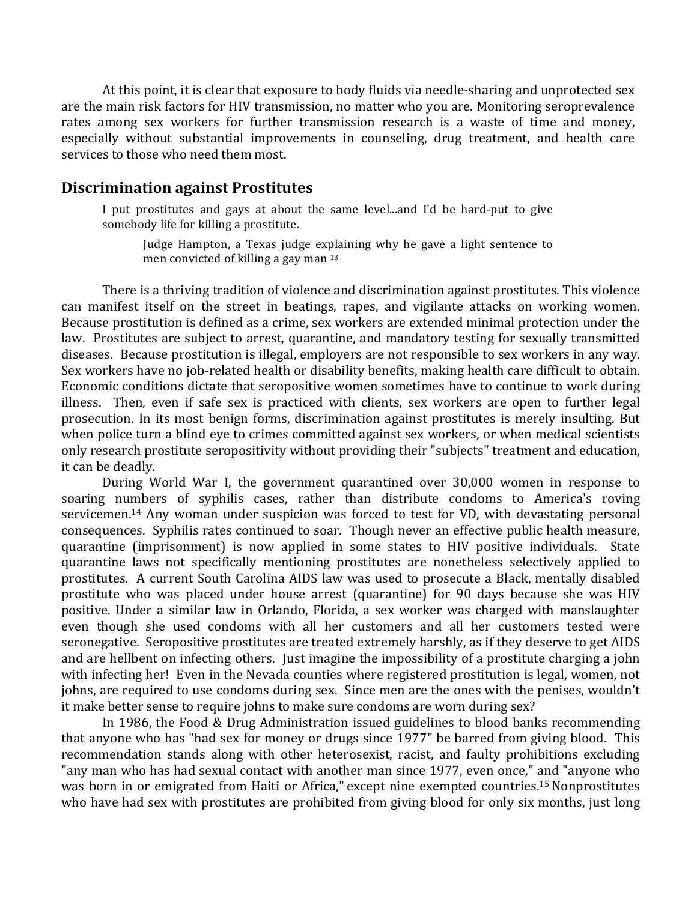At this point, it is clear that exposure to body fluids via needle-sharing and unprotected sex are the main risk factors for HIV transmission, no matter who you are. Monitoring seroprevalence rates among sex workers for further transmission research is a waste of time and money, especially without substantial improvements in counseling, drug treatment, and health care services to those who need them most.

## Discrimination against Prostitutes

> I put prostitutes and gays at about the same level...and I'd be hard-put to give somebody life for killing a prostitute.
>
> > Judge Hampton, a Texas judge explaining why he gave a light sentence to men convicted of killing a gay man [13]

There is a thriving tradition of violence and discrimination against prostitutes. This violence can manifest itself on the street in beatings, rapes, and vigilante attacks on working women. Because prostitution is defined as a crime, sex workers are extended minimal protection under the law. Prostitutes are subject to arrest, quarantine, and mandatory testing for sexually transmitted diseases. Because prostitution is illegal, employers are not responsible to sex workers in any way. Sex workers have no job-related health or disability benefits, making health care difficult to obtain. Economic conditions dictate that seropositive women sometimes have to continue to work during illness. Then, even if safe sex is practiced with clients, sex workers are open to further legal prosecution. In its most benign forms, discrimination against prostitutes is merely insulting. But when police turn a blind eye to crimes committed against sex workers, or when medical scientists only research prostitute seropositivity without providing their "subjects" treatment and education, it can be deadly.

During World War I, the government quarantined over 30,000 women in response to soaring numbers of syphilis cases, rather than distribute condoms to America's roving servicemen.[14] Any woman under suspicion was forced to test for VD, with devastating personal consequences. Syphilis rates continued to soar. Though never an effective public health measure, quarantine (imprisonment) is now applied in some states to HIV positive individuals. State quarantine laws not specifically mentioning prostitutes are nonetheless selectively applied to prostitutes. A current South Carolina AIDS law was used to prosecute a Black, mentally disabled prostitute who was placed under house arrest (quarantine) for 90 days because she was HIV positive. Under a similar law in Orlando, Florida, a sex worker was charged with manslaughter even though she used condoms with all her customers and all her customers tested were seronegative. Seropositive prostitutes are treated extremely harshly, as if they deserve to get AIDS and are hellbent on infecting others. Just imagine the impossibility of a prostitute charging a john with infecting her! Even in the Nevada counties where registered prostitution is legal, women, not johns, are required to use condoms during sex. Since men are the ones with the penises, wouldn't it make better sense to require johns to make sure condoms are worn during sex?

In 1986, the Food & Drug Administration issued guidelines to blood banks recommending that anyone who has "had sex for money or drugs since 1977" be barred from giving blood. This recommendation stands along with other heterosexist, racist, and faulty prohibitions excluding "any man who has had sexual contact with another man since 1977, even once," and "anyone who was born in or emigrated from Haiti or Africa," except nine exempted countries.[15] Nonprostitutes who have had sex with prostitutes are prohibited from giving blood for only six months, just long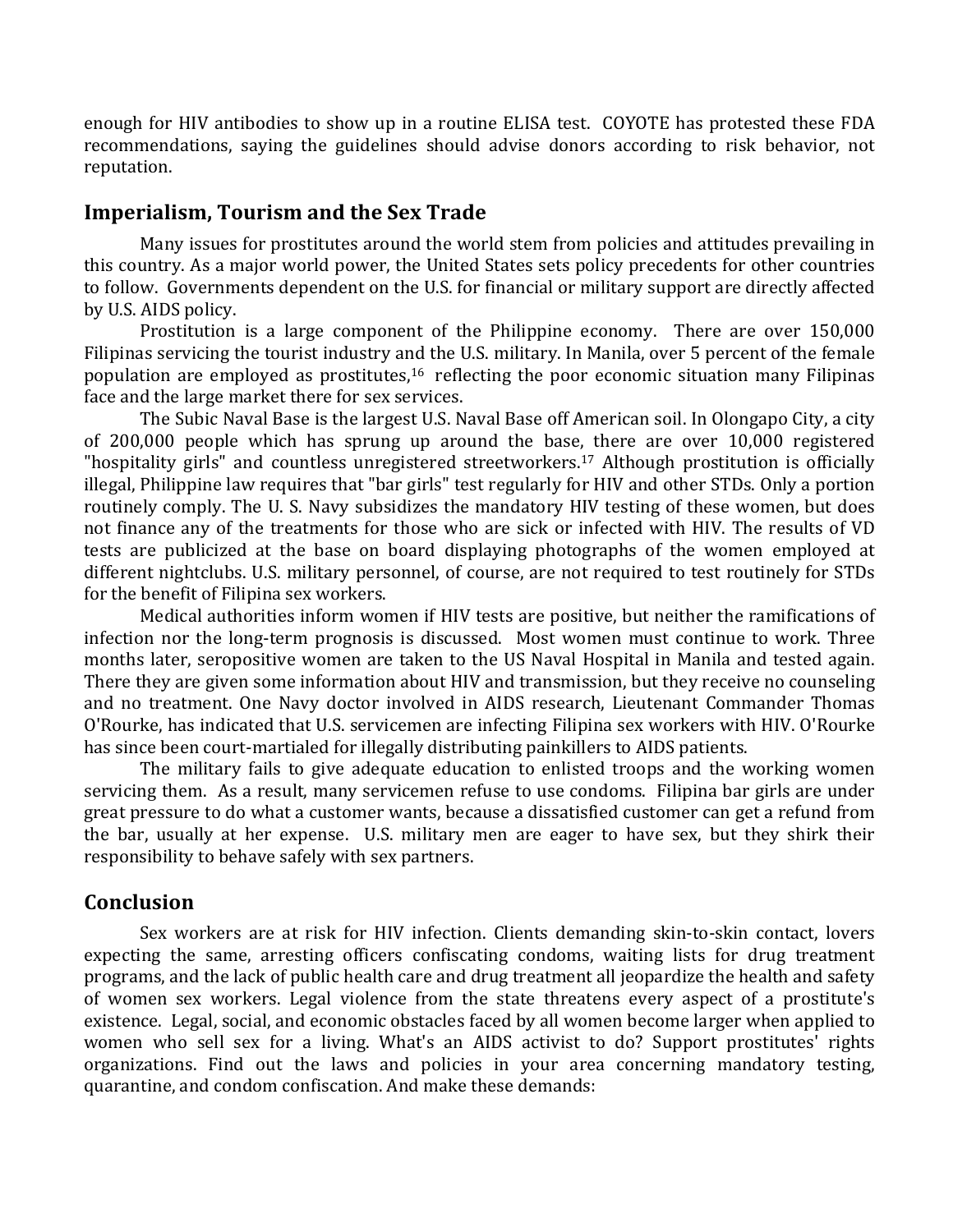enough for HIV antibodies to show up in a routine ELISA test. COYOTE has protested these FDA recommendations, saying the guidelines should advise donors according to risk behavior, not reputation.

## Imperialism, Tourism and the Sex Trade

Many issues for prostitutes around the world stem from policies and attitudes prevailing in this country. As a major world power, the United States sets policy precedents for other countries to follow. Governments dependent on the U.S. for financial or military support are directly affected by U.S. AIDS policy.

Prostitution is a large component of the Philippine economy. There are over 150,000 Filipinas servicing the tourist industry and the U.S. military. In Manila, over 5 percent of the female population are employed as prostitutes,[16] reflecting the poor economic situation many Filipinas face and the large market there for sex services.

The Subic Naval Base is the largest U.S. Naval Base off American soil. In Olongapo City, a city of 200,000 people which has sprung up around the base, there are over 10,000 registered "hospitality girls" and countless unregistered streetworkers.[17] Although prostitution is officially illegal, Philippine law requires that "bar girls" test regularly for HIV and other STDs. Only a portion routinely comply. The U. S. Navy subsidizes the mandatory HIV testing of these women, but does not finance any of the treatments for those who are sick or infected with HIV. The results of VD tests are publicized at the base on board displaying photographs of the women employed at different nightclubs. U.S. military personnel, of course, are not required to test routinely for STDs for the benefit of Filipina sex workers.

Medical authorities inform women if HIV tests are positive, but neither the ramifications of infection nor the long-term prognosis is discussed. Most women must continue to work. Three months later, seropositive women are taken to the US Naval Hospital in Manila and tested again. There they are given some information about HIV and transmission, but they receive no counseling and no treatment. One Navy doctor involved in AIDS research, Lieutenant Commander Thomas O'Rourke, has indicated that U.S. servicemen are infecting Filipina sex workers with HIV. O'Rourke has since been court-martialed for illegally distributing painkillers to AIDS patients.

The military fails to give adequate education to enlisted troops and the working women servicing them. As a result, many servicemen refuse to use condoms. Filipina bar girls are under great pressure to do what a customer wants, because a dissatisfied customer can get a refund from the bar, usually at her expense. U.S. military men are eager to have sex, but they shirk their responsibility to behave safely with sex partners.

## Conclusion

Sex workers are at risk for HIV infection. Clients demanding skin-to-skin contact, lovers expecting the same, arresting officers confiscating condoms, waiting lists for drug treatment programs, and the lack of public health care and drug treatment all jeopardize the health and safety of women sex workers. Legal violence from the state threatens every aspect of a prostitute's existence. Legal, social, and economic obstacles faced by all women become larger when applied to women who sell sex for a living. What's an AIDS activist to do? Support prostitutes' rights organizations. Find out the laws and policies in your area concerning mandatory testing, quarantine, and condom confiscation. And make these demands: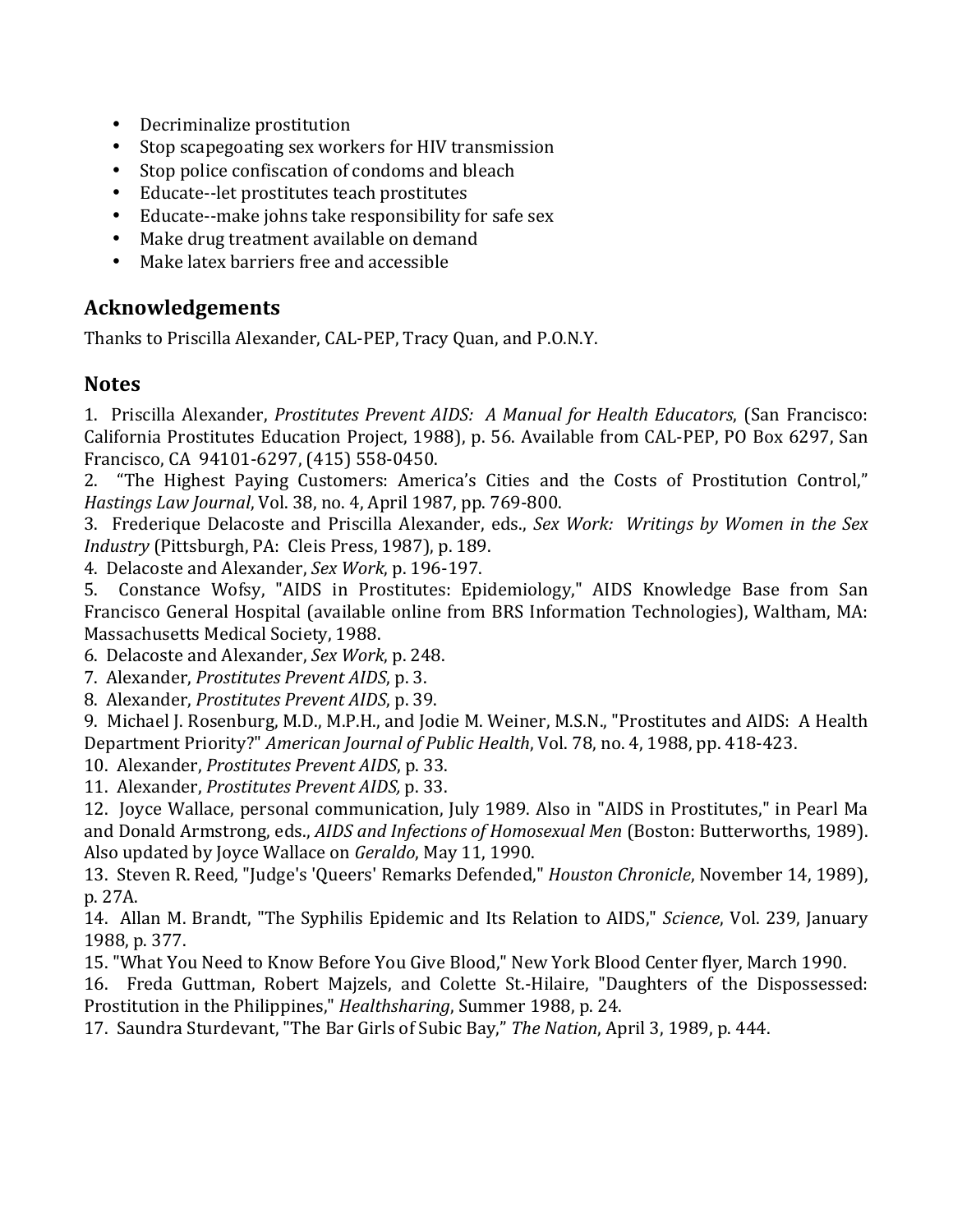- Decriminalize prostitution
- Stop scapegoating sex workers for HIV transmission
- Stop police confiscation of condoms and bleach
- Educate--let prostitutes teach prostitutes
- Educate--make johns take responsibility for safe sex
- Make drug treatment available on demand
- Make latex barriers free and accessible

## Acknowledgements

Thanks to Priscilla Alexander, CAL-PEP, Tracy Quan, and P.O.N.Y.

## Notes

1. Priscilla Alexander, *Prostitutes Prevent AIDS: A Manual for Health Educators*, (San Francisco: California Prostitutes Education Project, 1988), p. 56. Available from CAL-PEP, PO Box 6297, San Francisco, CA 94101-6297, (415) 558-0450.
2. "The Highest Paying Customers: America's Cities and the Costs of Prostitution Control," *Hastings Law Journal*, Vol. 38, no. 4, April 1987, pp. 769-800.
3. Frederique Delacoste and Priscilla Alexander, eds., *Sex Work: Writings by Women in the Sex Industry* (Pittsburgh, PA: Cleis Press, 1987), p. 189.
4. Delacoste and Alexander, *Sex Work*, p. 196-197.
5. Constance Wofsy, "AIDS in Prostitutes: Epidemiology," AIDS Knowledge Base from San Francisco General Hospital (available online from BRS Information Technologies), Waltham, MA: Massachusetts Medical Society, 1988.
6. Delacoste and Alexander, *Sex Work*, p. 248.
7. Alexander, *Prostitutes Prevent AIDS*, p. 3.
8. Alexander, *Prostitutes Prevent AIDS*, p. 39.
9. Michael J. Rosenburg, M.D., M.P.H., and Jodie M. Weiner, M.S.N., "Prostitutes and AIDS: A Health Department Priority?" *American Journal of Public Health*, Vol. 78, no. 4, 1988, pp. 418-423.
10. Alexander, *Prostitutes Prevent AIDS*, p. 33.
11. Alexander, *Prostitutes Prevent AIDS,* p. 33.
12. Joyce Wallace, personal communication, July 1989. Also in "AIDS in Prostitutes," in Pearl Ma and Donald Armstrong, eds., *AIDS and Infections of Homosexual Men* (Boston: Butterworths, 1989). Also updated by Joyce Wallace on *Geraldo*, May 11, 1990.
13. Steven R. Reed, "Judge's 'Queers' Remarks Defended," *Houston Chronicle*, November 14, 1989), p. 27A.
14. Allan M. Brandt, "The Syphilis Epidemic and Its Relation to AIDS," *Science*, Vol. 239, January 1988, p. 377.
15. "What You Need to Know Before You Give Blood," New York Blood Center flyer, March 1990.
16. Freda Guttman, Robert Majzels, and Colette St.-Hilaire, "Daughters of the Dispossessed: Prostitution in the Philippines," *Healthsharing*, Summer 1988, p. 24.
17. Saundra Sturdevant, "The Bar Girls of Subic Bay," *The Nation*, April 3, 1989, p. 444.